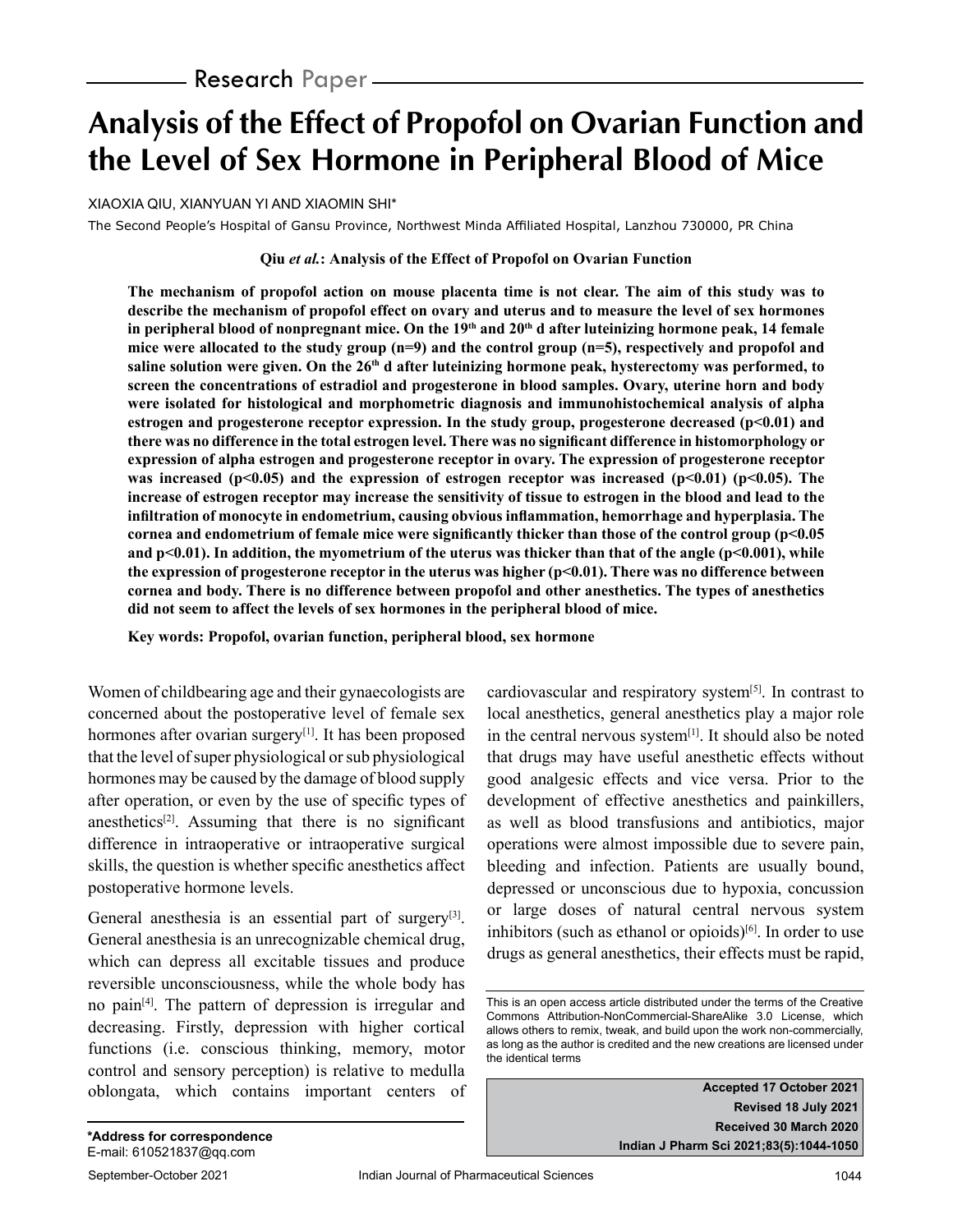Research Paper

# Analysis of the Effect of Propofol on Ovarian Function and the Level of Sex Hormone in Peripheral Blood of Mice

XIAOXIA QIU, XIANYUAN YI AND XIAOMIN SHI*

The Second People's Hospital of Gansu Province, Northwest Minda Affiliated Hospital, Lanzhou 730000, PR China

**Qiu *et al.*: Analysis of the Effect of Propofol on Ovarian Function**

**The mechanism of propofol action on mouse placenta time is not clear. The aim of this study was to describe the mechanism of propofol effect on ovary and uterus and to measure the level of sex hormones in peripheral blood of nonpregnant mice. On the 19th and 20th d after luteinizing hormone peak, 14 female mice were allocated to the study group (n=9) and the control group (n=5), respectively and propofol and saline solution were given. On the 26th d after luteinizing hormone peak, hysterectomy was performed, to screen the concentrations of estradiol and progesterone in blood samples. Ovary, uterine horn and body were isolated for histological and morphometric diagnosis and immunohistochemical analysis of alpha estrogen and progesterone receptor expression. In the study group, progesterone decreased (p<0.01) and there was no difference in the total estrogen level. There was no significant difference in histomorphology or expression of alpha estrogen and progesterone receptor in ovary. The expression of progesterone receptor was increased (p<0.05) and the expression of estrogen receptor was increased (p<0.01) (p<0.05). The increase of estrogen receptor may increase the sensitivity of tissue to estrogen in the blood and lead to the infiltration of monocyte in endometrium, causing obvious inflammation, hemorrhage and hyperplasia. The cornea and endometrium of female mice were significantly thicker than those of the control group (p<0.05 and p<0.01). In addition, the myometrium of the uterus was thicker than that of the angle (p<0.001), while the expression of progesterone receptor in the uterus was higher (p<0.01). There was no difference between cornea and body. There is no difference between propofol and other anesthetics. The types of anesthetics did not seem to affect the levels of sex hormones in the peripheral blood of mice.**

**Key words: Propofol, ovarian function, peripheral blood, sex hormone**

Women of childbearing age and their gynaecologists are concerned about the postoperative level of female sex hormones after ovarian surgery[1]. It has been proposed that the level of super physiological or sub physiological hormones may be caused by the damage of blood supply after operation, or even by the use of specific types of anesthetics[2]. Assuming that there is no significant difference in intraoperative or intraoperative surgical skills, the question is whether specific anesthetics affect postoperative hormone levels.

General anesthesia is an essential part of surgery[3]. General anesthesia is an unrecognizable chemical drug, which can depress all excitable tissues and produce reversible unconsciousness, while the whole body has no pain[4]. The pattern of depression is irregular and decreasing. Firstly, depression with higher cortical functions (i.e. conscious thinking, memory, motor control and sensory perception) is relative to medulla oblongata, which contains important centers of cardiovascular and respiratory system[5]. In contrast to local anesthetics, general anesthetics play a major role in the central nervous system[1]. It should also be noted that drugs may have useful anesthetic effects without good analgesic effects and vice versa. Prior to the development of effective anesthetics and painkillers, as well as blood transfusions and antibiotics, major operations were almost impossible due to severe pain, bleeding and infection. Patients are usually bound, depressed or unconscious due to hypoxia, concussion or large doses of natural central nervous system inhibitors (such as ethanol or opioids)[6]. In order to use drugs as general anesthetics, their effects must be rapid,

This is an open access article distributed under the terms of the Creative Commons Attribution-NonCommercial-ShareAlike 3.0 License, which allows others to remix, tweak, and build upon the work non-commercially, as long as the author is credited and the new creations are licensed under the identical terms

**Accepted 17 October 2021**
**Revised 18 July 2021**
**Received 30 March 2020**
**Indian J Pharm Sci 2021;83(5):1044-1050**

**\*Address for correspondence**
E-mail: 610521837@qq.com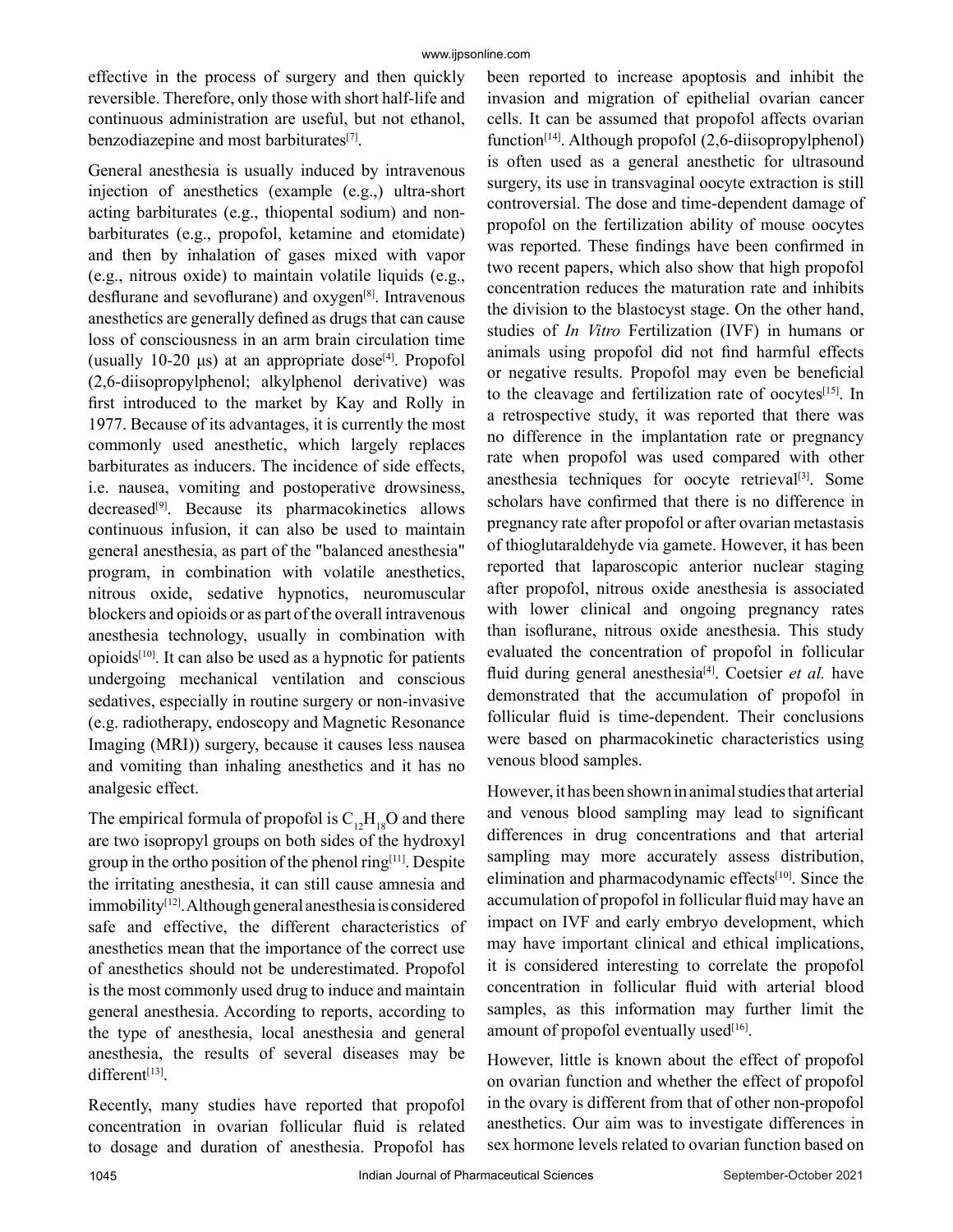effective in the process of surgery and then quickly reversible. Therefore, only those with short half-life and continuous administration are useful, but not ethanol, benzodiazepine and most barbiturates[7].

General anesthesia is usually induced by intravenous injection of anesthetics (example (e.g.,) ultra-short acting barbiturates (e.g., thiopental sodium) and non-barbiturates (e.g., propofol, ketamine and etomidate) and then by inhalation of gases mixed with vapor (e.g., nitrous oxide) to maintain volatile liquids (e.g., desflurane and sevoflurane) and oxygen[8]. Intravenous anesthetics are generally defined as drugs that can cause loss of consciousness in an arm brain circulation time (usually 10-20 μs) at an appropriate dose[4]. Propofol (2,6-diisopropylphenol; alkylphenol derivative) was first introduced to the market by Kay and Rolly in 1977. Because of its advantages, it is currently the most commonly used anesthetic, which largely replaces barbiturates as inducers. The incidence of side effects, i.e. nausea, vomiting and postoperative drowsiness, decreased[9]. Because its pharmacokinetics allows continuous infusion, it can also be used to maintain general anesthesia, as part of the "balanced anesthesia" program, in combination with volatile anesthetics, nitrous oxide, sedative hypnotics, neuromuscular blockers and opioids or as part of the overall intravenous anesthesia technology, usually in combination with opioids[10]. It can also be used as a hypnotic for patients undergoing mechanical ventilation and conscious sedatives, especially in routine surgery or non-invasive (e.g. radiotherapy, endoscopy and Magnetic Resonance Imaging (MRI)) surgery, because it causes less nausea and vomiting than inhaling anesthetics and it has no analgesic effect.

The empirical formula of propofol is $C_{12}H_{18}O$ and there are two isopropyl groups on both sides of the hydroxyl group in the ortho position of the phenol ring[11]. Despite the irritating anesthesia, it can still cause amnesia and immobility[12]. Although general anesthesia is considered safe and effective, the different characteristics of anesthetics mean that the importance of the correct use of anesthetics should not be underestimated. Propofol is the most commonly used drug to induce and maintain general anesthesia. According to reports, according to the type of anesthesia, local anesthesia and general anesthesia, the results of several diseases may be different[13].

Recently, many studies have reported that propofol concentration in ovarian follicular fluid is related to dosage and duration of anesthesia. Propofol has been reported to increase apoptosis and inhibit the invasion and migration of epithelial ovarian cancer cells. It can be assumed that propofol affects ovarian function[14]. Although propofol (2,6-diisopropylphenol) is often used as a general anesthetic for ultrasound surgery, its use in transvaginal oocyte extraction is still controversial. The dose and time-dependent damage of propofol on the fertilization ability of mouse oocytes was reported. These findings have been confirmed in two recent papers, which also show that high propofol concentration reduces the maturation rate and inhibits the division to the blastocyst stage. On the other hand, studies of *In Vitro* Fertilization (IVF) in humans or animals using propofol did not find harmful effects or negative results. Propofol may even be beneficial to the cleavage and fertilization rate of oocytes[15]. In a retrospective study, it was reported that there was no difference in the implantation rate or pregnancy rate when propofol was used compared with other anesthesia techniques for oocyte retrieval[3]. Some scholars have confirmed that there is no difference in pregnancy rate after propofol or after ovarian metastasis of thioglutaraldehyde via gamete. However, it has been reported that laparoscopic anterior nuclear staging after propofol, nitrous oxide anesthesia is associated with lower clinical and ongoing pregnancy rates than isoflurane, nitrous oxide anesthesia. This study evaluated the concentration of propofol in follicular fluid during general anesthesia[4]. Coetsier *et al.* have demonstrated that the accumulation of propofol in follicular fluid is time-dependent. Their conclusions were based on pharmacokinetic characteristics using venous blood samples.

However, it has been shown in animal studies that arterial and venous blood sampling may lead to significant differences in drug concentrations and that arterial sampling may more accurately assess distribution, elimination and pharmacodynamic effects[10]. Since the accumulation of propofol in follicular fluid may have an impact on IVF and early embryo development, which may have important clinical and ethical implications, it is considered interesting to correlate the propofol concentration in follicular fluid with arterial blood samples, as this information may further limit the amount of propofol eventually used[16].

However, little is known about the effect of propofol on ovarian function and whether the effect of propofol in the ovary is different from that of other non-propofol anesthetics. Our aim was to investigate differences in sex hormone levels related to ovarian function based on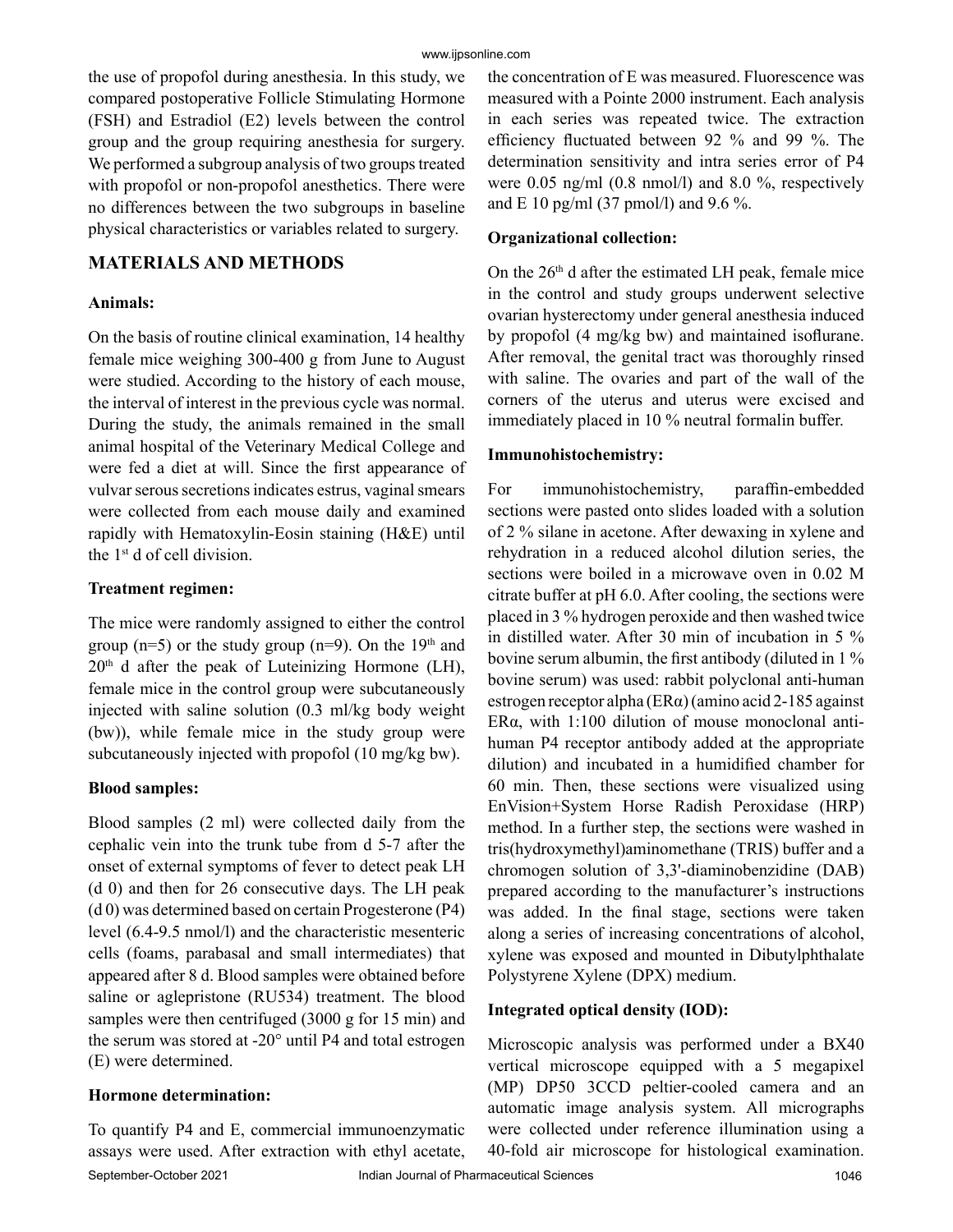the use of propofol during anesthesia. In this study, we compared postoperative Follicle Stimulating Hormone (FSH) and Estradiol (E2) levels between the control group and the group requiring anesthesia for surgery. We performed a subgroup analysis of two groups treated with propofol or non-propofol anesthetics. There were no differences between the two subgroups in baseline physical characteristics or variables related to surgery.

## MATERIALS AND METHODS

### Animals:

On the basis of routine clinical examination, 14 healthy female mice weighing 300-400 g from June to August were studied. According to the history of each mouse, the interval of interest in the previous cycle was normal. During the study, the animals remained in the small animal hospital of the Veterinary Medical College and were fed a diet at will. Since the first appearance of vulvar serous secretions indicates estrus, vaginal smears were collected from each mouse daily and examined rapidly with Hematoxylin-Eosin staining (H&E) until the 1st d of cell division.

### Treatment regimen:

The mice were randomly assigned to either the control group (n=5) or the study group (n=9). On the 19th and 20th d after the peak of Luteinizing Hormone (LH), female mice in the control group were subcutaneously injected with saline solution (0.3 ml/kg body weight (bw)), while female mice in the study group were subcutaneously injected with propofol (10 mg/kg bw).

### Blood samples:

Blood samples (2 ml) were collected daily from the cephalic vein into the trunk tube from d 5-7 after the onset of external symptoms of fever to detect peak LH (d 0) and then for 26 consecutive days. The LH peak (d 0) was determined based on certain Progesterone (P4) level (6.4-9.5 nmol/l) and the characteristic mesenteric cells (foams, parabasal and small intermediates) that appeared after 8 d. Blood samples were obtained before saline or aglepristone (RU534) treatment. The blood samples were then centrifuged (3000 g for 15 min) and the serum was stored at -20° until P4 and total estrogen (E) were determined.

### Hormone determination:

To quantify P4 and E, commercial immunoenzymatic assays were used. After extraction with ethyl acetate, the concentration of E was measured. Fluorescence was measured with a Pointe 2000 instrument. Each analysis in each series was repeated twice. The extraction efficiency fluctuated between 92 % and 99 %. The determination sensitivity and intra series error of P4 were 0.05 ng/ml (0.8 nmol/l) and 8.0 %, respectively and E 10 pg/ml (37 pmol/l) and 9.6 %.

### Organizational collection:

On the 26th d after the estimated LH peak, female mice in the control and study groups underwent selective ovarian hysterectomy under general anesthesia induced by propofol (4 mg/kg bw) and maintained isoflurane. After removal, the genital tract was thoroughly rinsed with saline. The ovaries and part of the wall of the corners of the uterus and uterus were excised and immediately placed in 10 % neutral formalin buffer.

### Immunohistochemistry:

For immunohistochemistry, paraffin-embedded sections were pasted onto slides loaded with a solution of 2 % silane in acetone. After dewaxing in xylene and rehydration in a reduced alcohol dilution series, the sections were boiled in a microwave oven in 0.02 M citrate buffer at pH 6.0. After cooling, the sections were placed in 3 % hydrogen peroxide and then washed twice in distilled water. After 30 min of incubation in 5 % bovine serum albumin, the first antibody (diluted in 1 % bovine serum) was used: rabbit polyclonal anti-human estrogen receptor alpha (ERα) (amino acid 2-185 against ERα, with 1:100 dilution of mouse monoclonal anti-human P4 receptor antibody added at the appropriate dilution) and incubated in a humidified chamber for 60 min. Then, these sections were visualized using EnVision+System Horse Radish Peroxidase (HRP) method. In a further step, the sections were washed in tris(hydroxymethyl)aminomethane (TRIS) buffer and a chromogen solution of 3,3'-diaminobenzidine (DAB) prepared according to the manufacturer's instructions was added. In the final stage, sections were taken along a series of increasing concentrations of alcohol, xylene was exposed and mounted in Dibutylphthalate Polystyrene Xylene (DPX) medium.

### Integrated optical density (IOD):

Microscopic analysis was performed under a BX40 vertical microscope equipped with a 5 megapixel (MP) DP50 3CCD peltier-cooled camera and an automatic image analysis system. All micrographs were collected under reference illumination using a 40-fold air microscope for histological examination.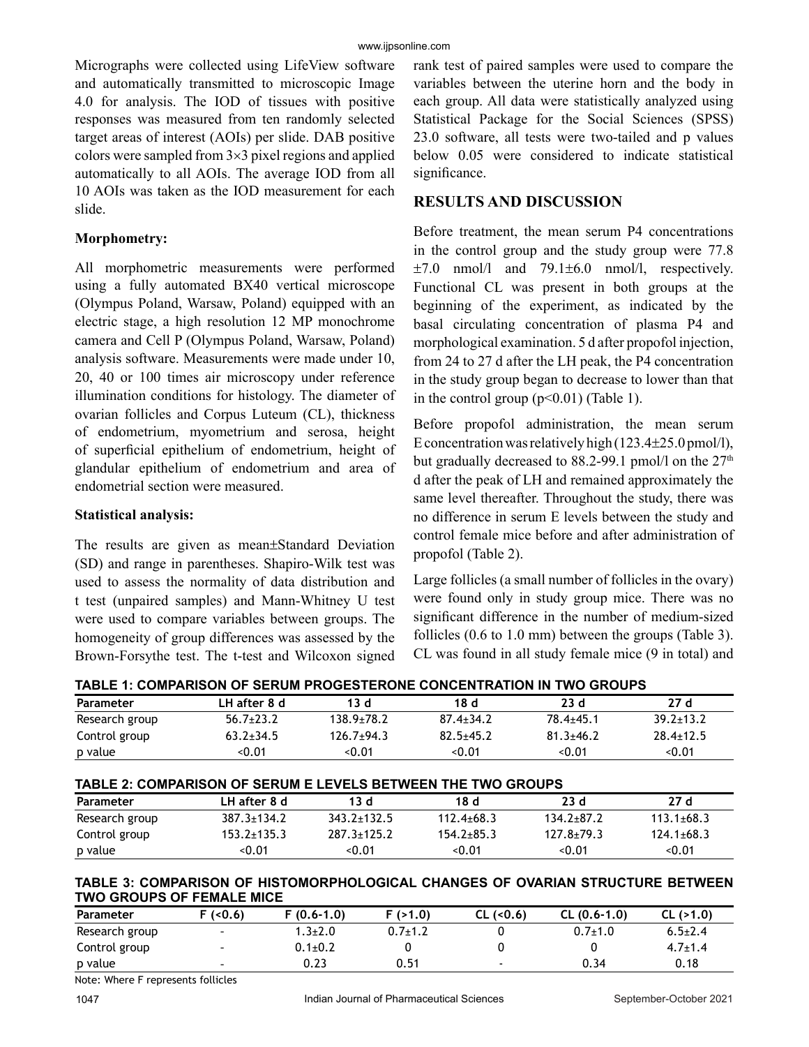Micrographs were collected using LifeView software and automatically transmitted to microscopic Image 4.0 for analysis. The IOD of tissues with positive responses was measured from ten randomly selected target areas of interest (AOIs) per slide. DAB positive colors were sampled from 3×3 pixel regions and applied automatically to all AOIs. The average IOD from all 10 AOIs was taken as the IOD measurement for each slide.

### Morphometry:

All morphometric measurements were performed using a fully automated BX40 vertical microscope (Olympus Poland, Warsaw, Poland) equipped with an electric stage, a high resolution 12 MP monochrome camera and Cell P (Olympus Poland, Warsaw, Poland) analysis software. Measurements were made under 10, 20, 40 or 100 times air microscopy under reference illumination conditions for histology. The diameter of ovarian follicles and Corpus Luteum (CL), thickness of endometrium, myometrium and serosa, height of superficial epithelium of endometrium, height of glandular epithelium of endometrium and area of endometrial section were measured.

### Statistical analysis:

The results are given as mean±Standard Deviation (SD) and range in parentheses. Shapiro-Wilk test was used to assess the normality of data distribution and t test (unpaired samples) and Mann-Whitney U test were used to compare variables between groups. The homogeneity of group differences was assessed by the Brown-Forsythe test. The t-test and Wilcoxon signed rank test of paired samples were used to compare the variables between the uterine horn and the body in each group. All data were statistically analyzed using Statistical Package for the Social Sciences (SPSS) 23.0 software, all tests were two-tailed and p values below 0.05 were considered to indicate statistical significance.

## RESULTS AND DISCUSSION

Before treatment, the mean serum P4 concentrations in the control group and the study group were 77.8 ±7.0 nmol/l and 79.1±6.0 nmol/l, respectively. Functional CL was present in both groups at the beginning of the experiment, as indicated by the basal circulating concentration of plasma P4 and morphological examination. 5 d after propofol injection, from 24 to 27 d after the LH peak, the P4 concentration in the study group began to decrease to lower than that in the control group ($p<0.01$) (Table 1).

Before propofol administration, the mean serum E concentration was relatively high (123.4±25.0 pmol/l), but gradually decreased to 88.2-99.1 pmol/l on the 27th d after the peak of LH and remained approximately the same level thereafter. Throughout the study, there was no difference in serum E levels between the study and control female mice before and after administration of propofol (Table 2).

Large follicles (a small number of follicles in the ovary) were found only in study group mice. There was no significant difference in the number of medium-sized follicles (0.6 to 1.0 mm) between the groups (Table 3). CL was found in all study female mice (9 in total) and

**TABLE 1: COMPARISON OF SERUM PROGESTERONE CONCENTRATION IN TWO GROUPS**

| Parameter | LH after 8 d | 13 d | 18 d | 23 d | 27 d |
|---|---|---|---|---|---|
| Research group | 56.7±23.2 | 138.9±78.2 | 87.4±34.2 | 78.4±45.1 | 39.2±13.2 |
| Control group | 63.2±34.5 | 126.7±94.3 | 82.5±45.2 | 81.3±46.2 | 28.4±12.5 |
| p value | <0.01 | <0.01 | <0.01 | <0.01 | <0.01 |

**TABLE 2: COMPARISON OF SERUM E LEVELS BETWEEN THE TWO GROUPS**

| Parameter | LH after 8 d | 13 d | 18 d | 23 d | 27 d |
|---|---|---|---|---|---|
| Research group | 387.3±134.2 | 343.2±132.5 | 112.4±68.3 | 134.2±87.2 | 113.1±68.3 |
| Control group | 153.2±135.3 | 287.3±125.2 | 154.2±85.3 | 127.8±79.3 | 124.1±68.3 |
| p value | <0.01 | <0.01 | <0.01 | <0.01 | <0.01 |

**TABLE 3: COMPARISON OF HISTOMORPHOLOGICAL CHANGES OF OVARIAN STRUCTURE BETWEEN TWO GROUPS OF FEMALE MICE**

| Parameter | F (<0.6) | F (0.6-1.0) | F (>1.0) | CL (<0.6) | CL (0.6-1.0) | CL (>1.0) |
|---|---|---|---|---|---|---|
| Research group | - | 1.3±2.0 | 0.7±1.2 | 0 | 0.7±1.0 | 6.5±2.4 |
| Control group | - | 0.1±0.2 | 0 | 0 | 0 | 4.7±1.4 |
| p value | - | 0.23 | 0.51 | - | 0.34 | 0.18 |

Note: Where F represents follicles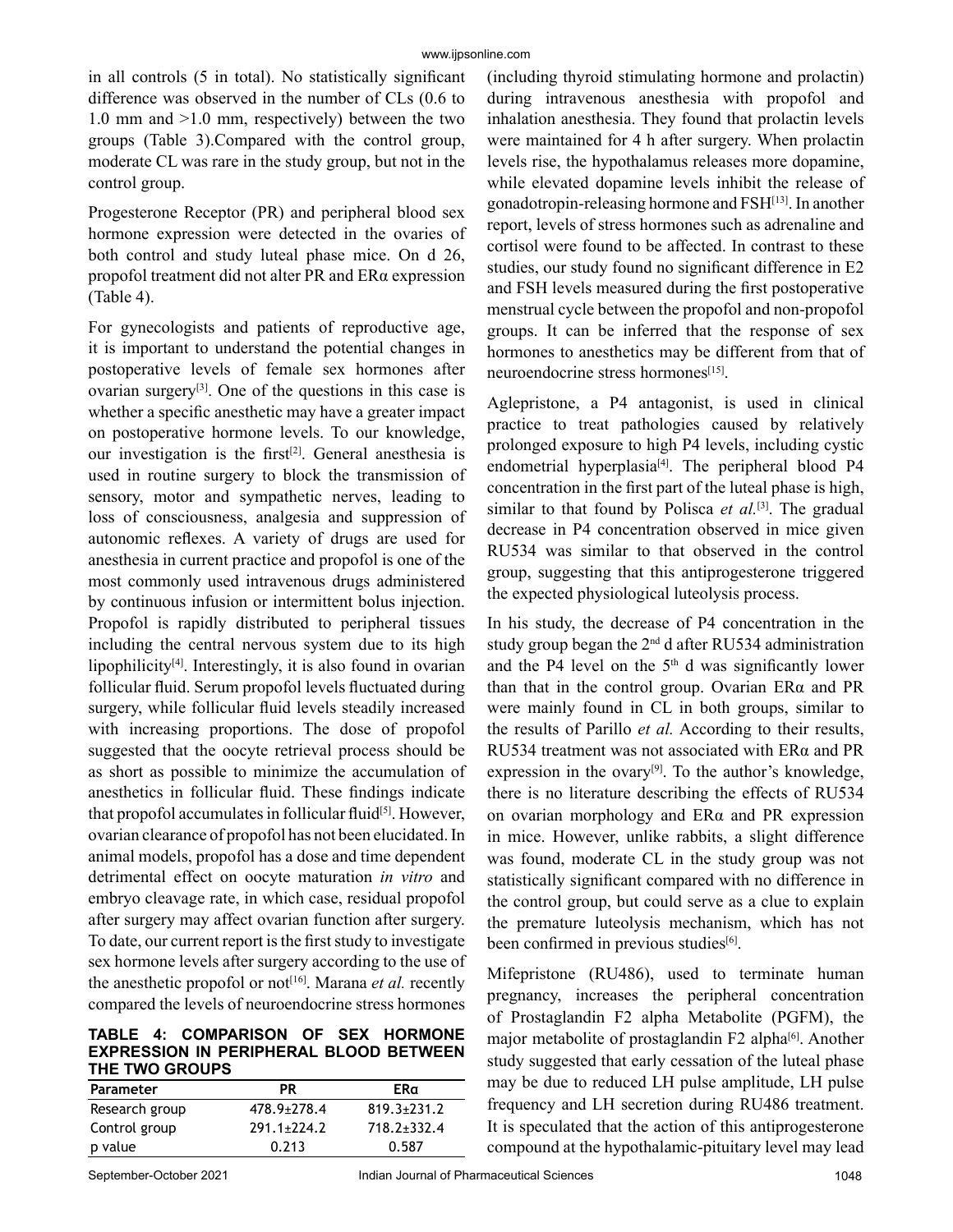in all controls (5 in total). No statistically significant difference was observed in the number of CLs (0.6 to 1.0 mm and >1.0 mm, respectively) between the two groups (Table 3).Compared with the control group, moderate CL was rare in the study group, but not in the control group.

Progesterone Receptor (PR) and peripheral blood sex hormone expression were detected in the ovaries of both control and study luteal phase mice. On d 26, propofol treatment did not alter PR and ERα expression (Table 4).

For gynecologists and patients of reproductive age, it is important to understand the potential changes in postoperative levels of female sex hormones after ovarian surgery[3]. One of the questions in this case is whether a specific anesthetic may have a greater impact on postoperative hormone levels. To our knowledge, our investigation is the first[2]. General anesthesia is used in routine surgery to block the transmission of sensory, motor and sympathetic nerves, leading to loss of consciousness, analgesia and suppression of autonomic reflexes. A variety of drugs are used for anesthesia in current practice and propofol is one of the most commonly used intravenous drugs administered by continuous infusion or intermittent bolus injection. Propofol is rapidly distributed to peripheral tissues including the central nervous system due to its high lipophilicity[4]. Interestingly, it is also found in ovarian follicular fluid. Serum propofol levels fluctuated during surgery, while follicular fluid levels steadily increased with increasing proportions. The dose of propofol suggested that the oocyte retrieval process should be as short as possible to minimize the accumulation of anesthetics in follicular fluid. These findings indicate that propofol accumulates in follicular fluid[5]. However, ovarian clearance of propofol has not been elucidated. In animal models, propofol has a dose and time dependent detrimental effect on oocyte maturation *in vitro* and embryo cleavage rate, in which case, residual propofol after surgery may affect ovarian function after surgery. To date, our current report is the first study to investigate sex hormone levels after surgery according to the use of the anesthetic propofol or not[16]. Marana *et al.* recently compared the levels of neuroendocrine stress hormones

**TABLE 4: COMPARISON OF SEX HORMONE EXPRESSION IN PERIPHERAL BLOOD BETWEEN THE TWO GROUPS**

| Parameter | PR | ERα |
|---|---|---|
| Research group | 478.9±278.4 | 819.3±231.2 |
| Control group | 291.1±224.2 | 718.2±332.4 |
| p value | 0.213 | 0.587 |

(including thyroid stimulating hormone and prolactin) during intravenous anesthesia with propofol and inhalation anesthesia. They found that prolactin levels were maintained for 4 h after surgery. When prolactin levels rise, the hypothalamus releases more dopamine, while elevated dopamine levels inhibit the release of gonadotropin-releasing hormone and FSH[13]. In another report, levels of stress hormones such as adrenaline and cortisol were found to be affected. In contrast to these studies, our study found no significant difference in E2 and FSH levels measured during the first postoperative menstrual cycle between the propofol and non-propofol groups. It can be inferred that the response of sex hormones to anesthetics may be different from that of neuroendocrine stress hormones[15].

Aglepristone, a P4 antagonist, is used in clinical practice to treat pathologies caused by relatively prolonged exposure to high P4 levels, including cystic endometrial hyperplasia[4]. The peripheral blood P4 concentration in the first part of the luteal phase is high, similar to that found by Polisca *et al.*[3]. The gradual decrease in P4 concentration observed in mice given RU534 was similar to that observed in the control group, suggesting that this antiprogesterone triggered the expected physiological luteolysis process.

In his study, the decrease of P4 concentration in the study group began the 2nd d after RU534 administration and the P4 level on the 5th d was significantly lower than that in the control group. Ovarian ERα and PR were mainly found in CL in both groups, similar to the results of Parillo *et al.* According to their results, RU534 treatment was not associated with ERα and PR expression in the ovary[9]. To the author's knowledge, there is no literature describing the effects of RU534 on ovarian morphology and ERα and PR expression in mice. However, unlike rabbits, a slight difference was found, moderate CL in the study group was not statistically significant compared with no difference in the control group, but could serve as a clue to explain the premature luteolysis mechanism, which has not been confirmed in previous studies[6].

Mifepristone (RU486), used to terminate human pregnancy, increases the peripheral concentration of Prostaglandin F2 alpha Metabolite (PGFM), the major metabolite of prostaglandin F2 alpha[6]. Another study suggested that early cessation of the luteal phase may be due to reduced LH pulse amplitude, LH pulse frequency and LH secretion during RU486 treatment. It is speculated that the action of this antiprogesterone compound at the hypothalamic-pituitary level may lead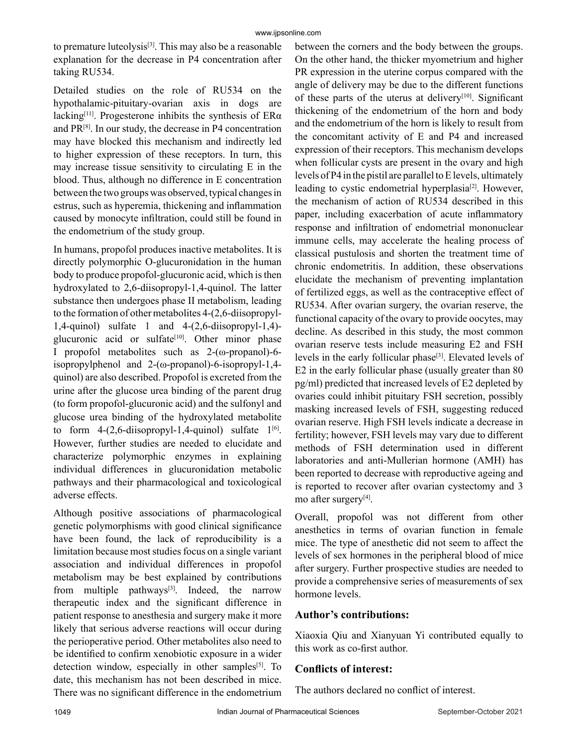to premature luteolysis[3]. This may also be a reasonable explanation for the decrease in P4 concentration after taking RU534.

Detailed studies on the role of RU534 on the hypothalamic-pituitary-ovarian axis in dogs are lacking[11]. Progesterone inhibits the synthesis of ERα and PR[8]. In our study, the decrease in P4 concentration may have blocked this mechanism and indirectly led to higher expression of these receptors. In turn, this may increase tissue sensitivity to circulating E in the blood. Thus, although no difference in E concentration between the two groups was observed, typical changes in estrus, such as hyperemia, thickening and inflammation caused by monocyte infiltration, could still be found in the endometrium of the study group.

In humans, propofol produces inactive metabolites. It is directly polymorphic O-glucuronidation in the human body to produce propofol-glucuronic acid, which is then hydroxylated to 2,6-diisopropyl-1,4-quinol. The latter substance then undergoes phase II metabolism, leading to the formation of other metabolites 4-(2,6-diisopropyl-1,4-quinol) sulfate 1 and 4-(2,6-diisopropyl-1,4)-glucuronic acid or sulfate[10]. Other minor phase I propofol metabolites such as 2-(ω-propanol)-6-isopropylphenol and 2-(ω-propanol)-6-isopropyl-1,4-quinol) are also described. Propofol is excreted from the urine after the glucose urea binding of the parent drug (to form propofol-glucuronic acid) and the sulfonyl and glucose urea binding of the hydroxylated metabolite to form 4-(2,6-diisopropyl-1,4-quinol) sulfate 1[6]. However, further studies are needed to elucidate and characterize polymorphic enzymes in explaining individual differences in glucuronidation metabolic pathways and their pharmacological and toxicological adverse effects.

Although positive associations of pharmacological genetic polymorphisms with good clinical significance have been found, the lack of reproducibility is a limitation because most studies focus on a single variant association and individual differences in propofol metabolism may be best explained by contributions from multiple pathways[3]. Indeed, the narrow therapeutic index and the significant difference in patient response to anesthesia and surgery make it more likely that serious adverse reactions will occur during the perioperative period. Other metabolites also need to be identified to confirm xenobiotic exposure in a wider detection window, especially in other samples[5]. To date, this mechanism has not been described in mice. There was no significant difference in the endometrium between the corners and the body between the groups. On the other hand, the thicker myometrium and higher PR expression in the uterine corpus compared with the angle of delivery may be due to the different functions of these parts of the uterus at delivery[10]. Significant thickening of the endometrium of the horn and body and the endometrium of the horn is likely to result from the concomitant activity of E and P4 and increased expression of their receptors. This mechanism develops when follicular cysts are present in the ovary and high levels of P4 in the pistil are parallel to E levels, ultimately leading to cystic endometrial hyperplasia[2]. However, the mechanism of action of RU534 described in this paper, including exacerbation of acute inflammatory response and infiltration of endometrial mononuclear immune cells, may accelerate the healing process of classical pustulosis and shorten the treatment time of chronic endometritis. In addition, these observations elucidate the mechanism of preventing implantation of fertilized eggs, as well as the contraceptive effect of RU534. After ovarian surgery, the ovarian reserve, the functional capacity of the ovary to provide oocytes, may decline. As described in this study, the most common ovarian reserve tests include measuring E2 and FSH levels in the early follicular phase[3]. Elevated levels of E2 in the early follicular phase (usually greater than 80 pg/ml) predicted that increased levels of E2 depleted by ovaries could inhibit pituitary FSH secretion, possibly masking increased levels of FSH, suggesting reduced ovarian reserve. High FSH levels indicate a decrease in fertility; however, FSH levels may vary due to different methods of FSH determination used in different laboratories and anti-Mullerian hormone (AMH) has been reported to decrease with reproductive ageing and is reported to recover after ovarian cystectomy and 3 mo after surgery[4].

Overall, propofol was not different from other anesthetics in terms of ovarian function in female mice. The type of anesthetic did not seem to affect the levels of sex hormones in the peripheral blood of mice after surgery. Further prospective studies are needed to provide a comprehensive series of measurements of sex hormone levels.

## Author's contributions:

Xiaoxia Qiu and Xianyuan Yi contributed equally to this work as co-first author.

## Conflicts of interest:

The authors declared no conflict of interest.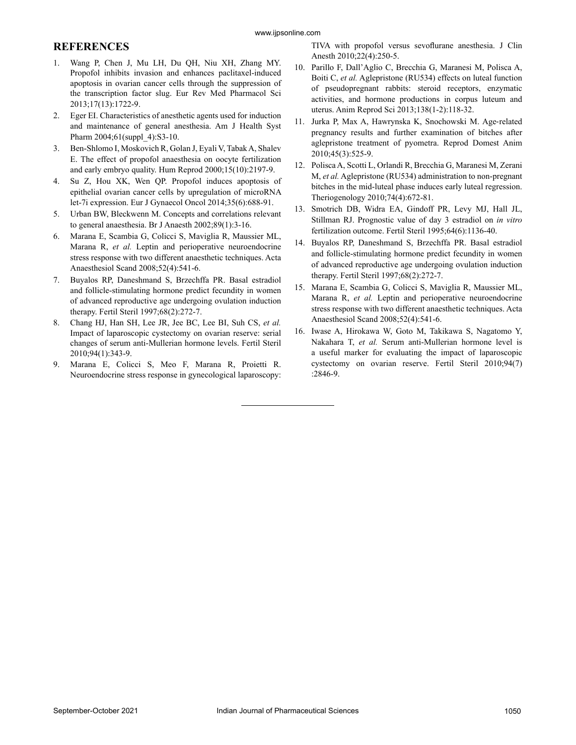## REFERENCES

1. Wang P, Chen J, Mu LH, Du QH, Niu XH, Zhang MY. Propofol inhibits invasion and enhances paclitaxel-induced apoptosis in ovarian cancer cells through the suppression of the transcription factor slug. Eur Rev Med Pharmacol Sci 2013;17(13):1722-9.
2. Eger EI. Characteristics of anesthetic agents used for induction and maintenance of general anesthesia. Am J Health Syst Pharm 2004;61(suppl_4):S3-10.
3. Ben-Shlomo I, Moskovich R, Golan J, Eyali V, Tabak A, Shalev E. The effect of propofol anaesthesia on oocyte fertilization and early embryo quality. Hum Reprod 2000;15(10):2197-9.
4. Su Z, Hou XK, Wen QP. Propofol induces apoptosis of epithelial ovarian cancer cells by upregulation of microRNA let-7i expression. Eur J Gynaecol Oncol 2014;35(6):688-91.
5. Urban BW, Bleckwenn M. Concepts and correlations relevant to general anaesthesia. Br J Anaesth 2002;89(1):3-16.
6. Marana E, Scambia G, Colicci S, Maviglia R, Maussier ML, Marana R, *et al.* Leptin and perioperative neuroendocrine stress response with two different anaesthetic techniques. Acta Anaesthesiol Scand 2008;52(4):541-6.
7. Buyalos RP, Daneshmand S, Brzechffa PR. Basal estradiol and follicle-stimulating hormone predict fecundity in women of advanced reproductive age undergoing ovulation induction therapy. Fertil Steril 1997;68(2):272-7.
8. Chang HJ, Han SH, Lee JR, Jee BC, Lee BI, Suh CS, *et al.* Impact of laparoscopic cystectomy on ovarian reserve: serial changes of serum anti-Mullerian hormone levels. Fertil Steril 2010;94(1):343-9.
9. Marana E, Colicci S, Meo F, Marana R, Proietti R. Neuroendocrine stress response in gynecological laparoscopy: TIVA with propofol versus sevoflurane anesthesia. J Clin Anesth 2010;22(4):250-5.
10. Parillo F, Dall'Aglio C, Brecchia G, Maranesi M, Polisca A, Boiti C, *et al.* Aglepristone (RU534) effects on luteal function of pseudopregnant rabbits: steroid receptors, enzymatic activities, and hormone productions in corpus luteum and uterus. Anim Reprod Sci 2013;138(1-2):118-32.
11. Jurka P, Max A, Hawrynska K, Snochowski M. Age-related pregnancy results and further examination of bitches after aglepristone treatment of pyometra. Reprod Domest Anim 2010;45(3):525-9.
12. Polisca A, Scotti L, Orlandi R, Brecchia G, Maranesi M, Zerani M, *et al.* Aglepristone (RU534) administration to non-pregnant bitches in the mid-luteal phase induces early luteal regression. Theriogenology 2010;74(4):672-81.
13. Smotrich DB, Widra EA, Gindoff PR, Levy MJ, Hall JL, Stillman RJ. Prognostic value of day 3 estradiol on *in vitro* fertilization outcome. Fertil Steril 1995;64(6):1136-40.
14. Buyalos RP, Daneshmand S, Brzechffa PR. Basal estradiol and follicle-stimulating hormone predict fecundity in women of advanced reproductive age undergoing ovulation induction therapy. Fertil Steril 1997;68(2):272-7.
15. Marana E, Scambia G, Colicci S, Maviglia R, Maussier ML, Marana R, *et al.* Leptin and perioperative neuroendocrine stress response with two different anaesthetic techniques. Acta Anaesthesiol Scand 2008;52(4):541-6.
16. Iwase A, Hirokawa W, Goto M, Takikawa S, Nagatomo Y, Nakahara T, *et al.* Serum anti-Mullerian hormone level is a useful marker for evaluating the impact of laparoscopic cystectomy on ovarian reserve. Fertil Steril 2010;94(7):2846-9.